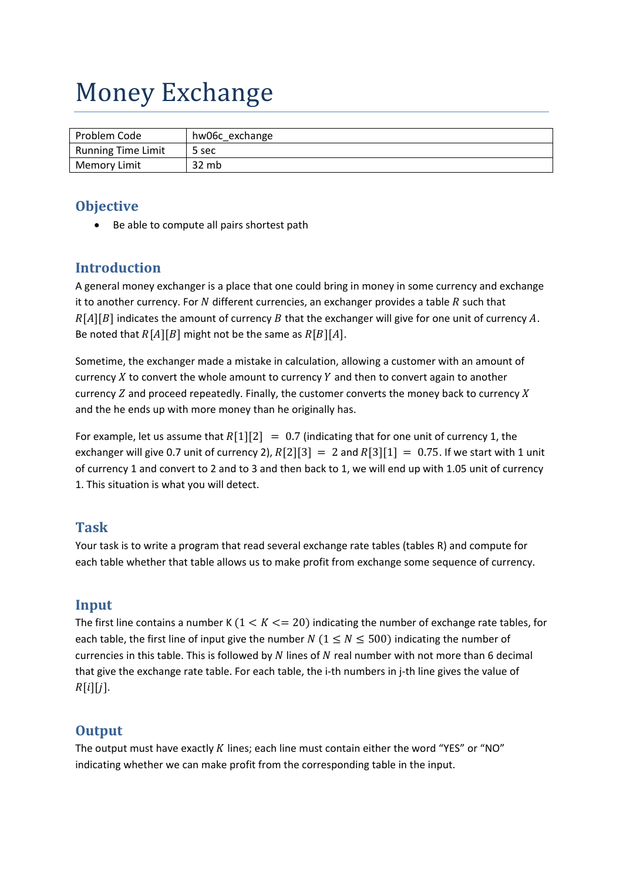# Money Exchange

| Problem Code | hw06c_exchange |
| --- | --- |
| Running Time Limit | 5 sec |
| Memory Limit | 32 mb |

## Objective

- Be able to compute all pairs shortest path

## Introduction

A general money exchanger is a place that one could bring in money in some currency and exchange it to another currency. For $N$ different currencies, an exchanger provides a table $R$ such that $R[A][B]$ indicates the amount of currency $B$ that the exchanger will give for one unit of currency $A$. Be noted that $R[A][B]$ might not be the same as $R[B][A]$.

Sometime, the exchanger made a mistake in calculation, allowing a customer with an amount of currency $X$ to convert the whole amount to currency $Y$ and then to convert again to another currency $Z$ and proceed repeatedly. Finally, the customer converts the money back to currency $X$ and the he ends up with more money than he originally has.

For example, let us assume that $R[1][2] = 0.7$ (indicating that for one unit of currency 1, the exchanger will give 0.7 unit of currency 2), $R[2][3] = 2$ and $R[3][1] = 0.75$. If we start with 1 unit of currency 1 and convert to 2 and to 3 and then back to 1, we will end up with 1.05 unit of currency 1. This situation is what you will detect.

## Task

Your task is to write a program that read several exchange rate tables (tables R) and compute for each table whether that table allows us to make profit from exchange some sequence of currency.

## Input

The first line contains a number K $(1 < K <= 20)$ indicating the number of exchange rate tables, for each table, the first line of input give the number $N$ $(1 \leq N \leq 500)$ indicating the number of currencies in this table. This is followed by $N$ lines of $N$ real number with not more than 6 decimal that give the exchange rate table. For each table, the i-th numbers in j-th line gives the value of $R[i][j]$.

## Output

The output must have exactly $K$ lines; each line must contain either the word "YES" or "NO" indicating whether we can make profit from the corresponding table in the input.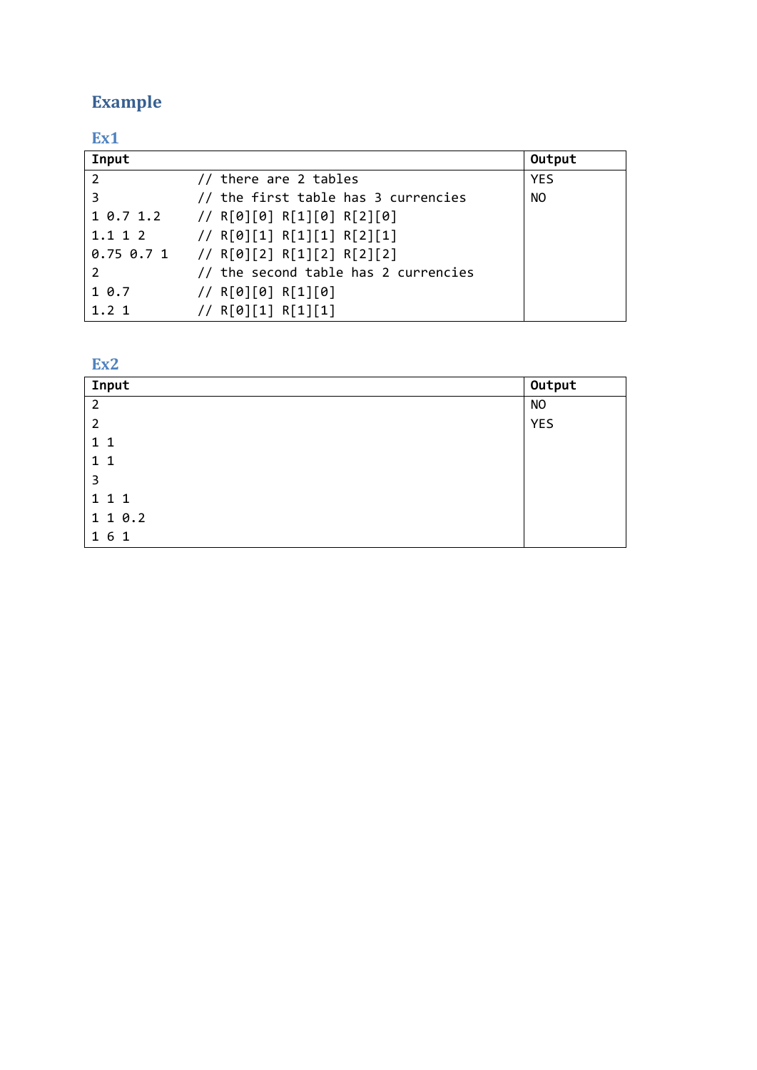## Example

### Ex1

| Input | Output |
| --- | --- |
| 2 // there are 2 tables<br>3 // the first table has 3 currencies<br>1 0.7 1.2 // R[0][0] R[1][0] R[2][0]<br>1.1 1 2 // R[0][1] R[1][1] R[2][1]<br>0.75 0.7 1 // R[0][2] R[1][2] R[2][2]<br>2 // the second table has 2 currencies<br>1 0.7 // R[0][0] R[1][0]<br>1.2 1 // R[0][1] R[1][1] | YES<br>NO |

### Ex2

| Input | Output |
| --- | --- |
| 2<br>2<br>1 1<br>1 1<br>3<br>1 1 1<br>1 1 0.2<br>1 6 1 | NO<br>YES |